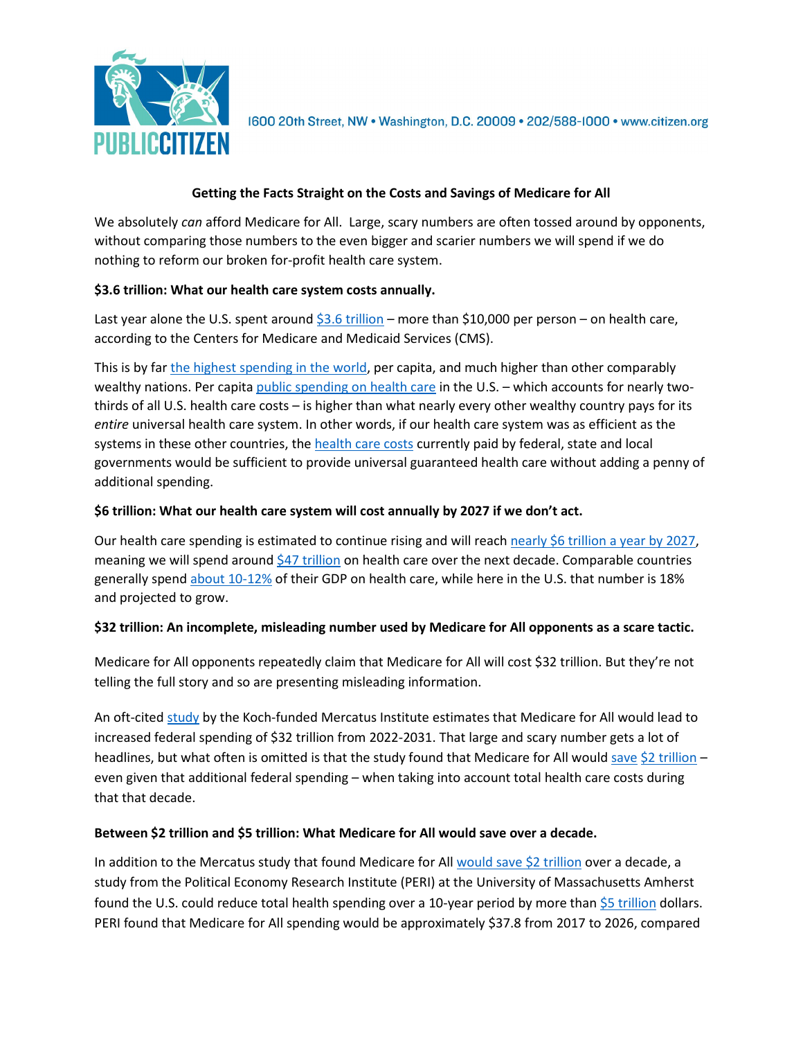PUBLIC CITIZEN

1600 20th Street, NW • Washington, D.C. 20009 • 202/588-1000 • www.citizen.org

## Getting the Facts Straight on the Costs and Savings of Medicare for All

We absolutely *can* afford Medicare for All. Large, scary numbers are often tossed around by opponents, without comparing those numbers to the even bigger and scarier numbers we will spend if we do nothing to reform our broken for-profit health care system.

### $3.6 trillion: What our health care system costs annually.

Last year alone the U.S. spent around $3.6 trillion – more than $10,000 per person – on health care, according to the Centers for Medicare and Medicaid Services (CMS).

This is by far the highest spending in the world, per capita, and much higher than other comparably wealthy nations. Per capita public spending on health care in the U.S. – which accounts for nearly two-thirds of all U.S. health care costs – is higher than what nearly every other wealthy country pays for its *entire* universal health care system. In other words, if our health care system was as efficient as the systems in these other countries, the health care costs currently paid by federal, state and local governments would be sufficient to provide universal guaranteed health care without adding a penny of additional spending.

### $6 trillion: What our health care system will cost annually by 2027 if we don't act.

Our health care spending is estimated to continue rising and will reach nearly $6 trillion a year by 2027, meaning we will spend around $47 trillion on health care over the next decade. Comparable countries generally spend about 10-12% of their GDP on health care, while here in the U.S. that number is 18% and projected to grow.

### $32 trillion: An incomplete, misleading number used by Medicare for All opponents as a scare tactic.

Medicare for All opponents repeatedly claim that Medicare for All will cost $32 trillion. But they're not telling the full story and so are presenting misleading information.

An oft-cited study by the Koch-funded Mercatus Institute estimates that Medicare for All would lead to increased federal spending of $32 trillion from 2022-2031. That large and scary number gets a lot of headlines, but what often is omitted is that the study found that Medicare for All would save $2 trillion – even given that additional federal spending – when taking into account total health care costs during that that decade.

### Between $2 trillion and $5 trillion: What Medicare for All would save over a decade.

In addition to the Mercatus study that found Medicare for All would save $2 trillion over a decade, a study from the Political Economy Research Institute (PERI) at the University of Massachusetts Amherst found the U.S. could reduce total health spending over a 10-year period by more than $5 trillion dollars. PERI found that Medicare for All spending would be approximately $37.8 from 2017 to 2026, compared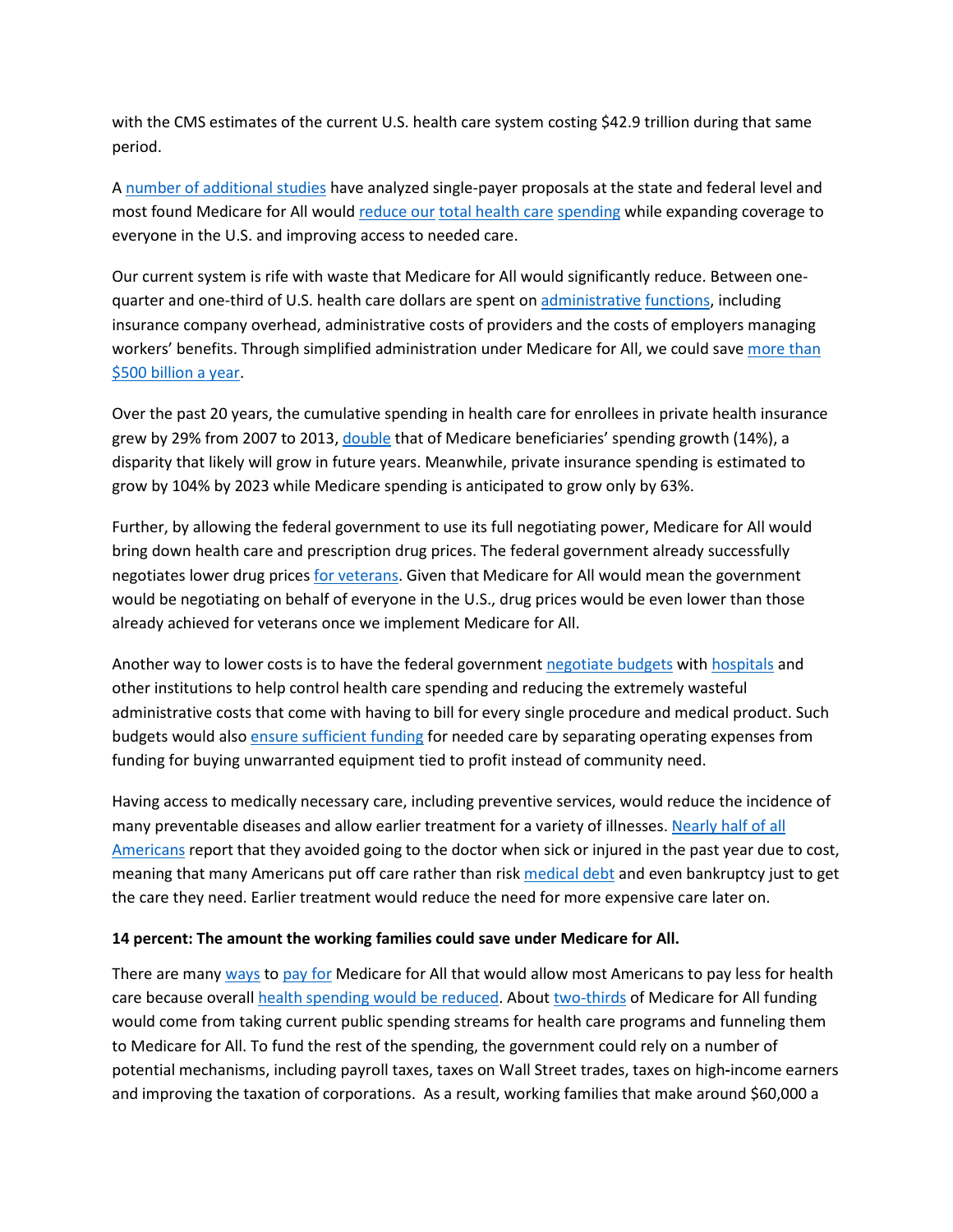with the CMS estimates of the current U.S. health care system costing $42.9 trillion during that same period.

A number of additional studies have analyzed single-payer proposals at the state and federal level and most found Medicare for All would reduce our total health care spending while expanding coverage to everyone in the U.S. and improving access to needed care.

Our current system is rife with waste that Medicare for All would significantly reduce. Between one-quarter and one-third of U.S. health care dollars are spent on administrative functions, including insurance company overhead, administrative costs of providers and the costs of employers managing workers' benefits. Through simplified administration under Medicare for All, we could save more than $500 billion a year.

Over the past 20 years, the cumulative spending in health care for enrollees in private health insurance grew by 29% from 2007 to 2013, double that of Medicare beneficiaries' spending growth (14%), a disparity that likely will grow in future years. Meanwhile, private insurance spending is estimated to grow by 104% by 2023 while Medicare spending is anticipated to grow only by 63%.

Further, by allowing the federal government to use its full negotiating power, Medicare for All would bring down health care and prescription drug prices. The federal government already successfully negotiates lower drug prices for veterans. Given that Medicare for All would mean the government would be negotiating on behalf of everyone in the U.S., drug prices would be even lower than those already achieved for veterans once we implement Medicare for All.

Another way to lower costs is to have the federal government negotiate budgets with hospitals and other institutions to help control health care spending and reducing the extremely wasteful administrative costs that come with having to bill for every single procedure and medical product. Such budgets would also ensure sufficient funding for needed care by separating operating expenses from funding for buying unwarranted equipment tied to profit instead of community need.

Having access to medically necessary care, including preventive services, would reduce the incidence of many preventable diseases and allow earlier treatment for a variety of illnesses. Nearly half of all Americans report that they avoided going to the doctor when sick or injured in the past year due to cost, meaning that many Americans put off care rather than risk medical debt and even bankruptcy just to get the care they need. Earlier treatment would reduce the need for more expensive care later on.

**14 percent: The amount the working families could save under Medicare for All.**

There are many ways to pay for Medicare for All that would allow most Americans to pay less for health care because overall health spending would be reduced. About two-thirds of Medicare for All funding would come from taking current public spending streams for health care programs and funneling them to Medicare for All. To fund the rest of the spending, the government could rely on a number of potential mechanisms, including payroll taxes, taxes on Wall Street trades, taxes on high-income earners and improving the taxation of corporations. As a result, working families that make around $60,000 a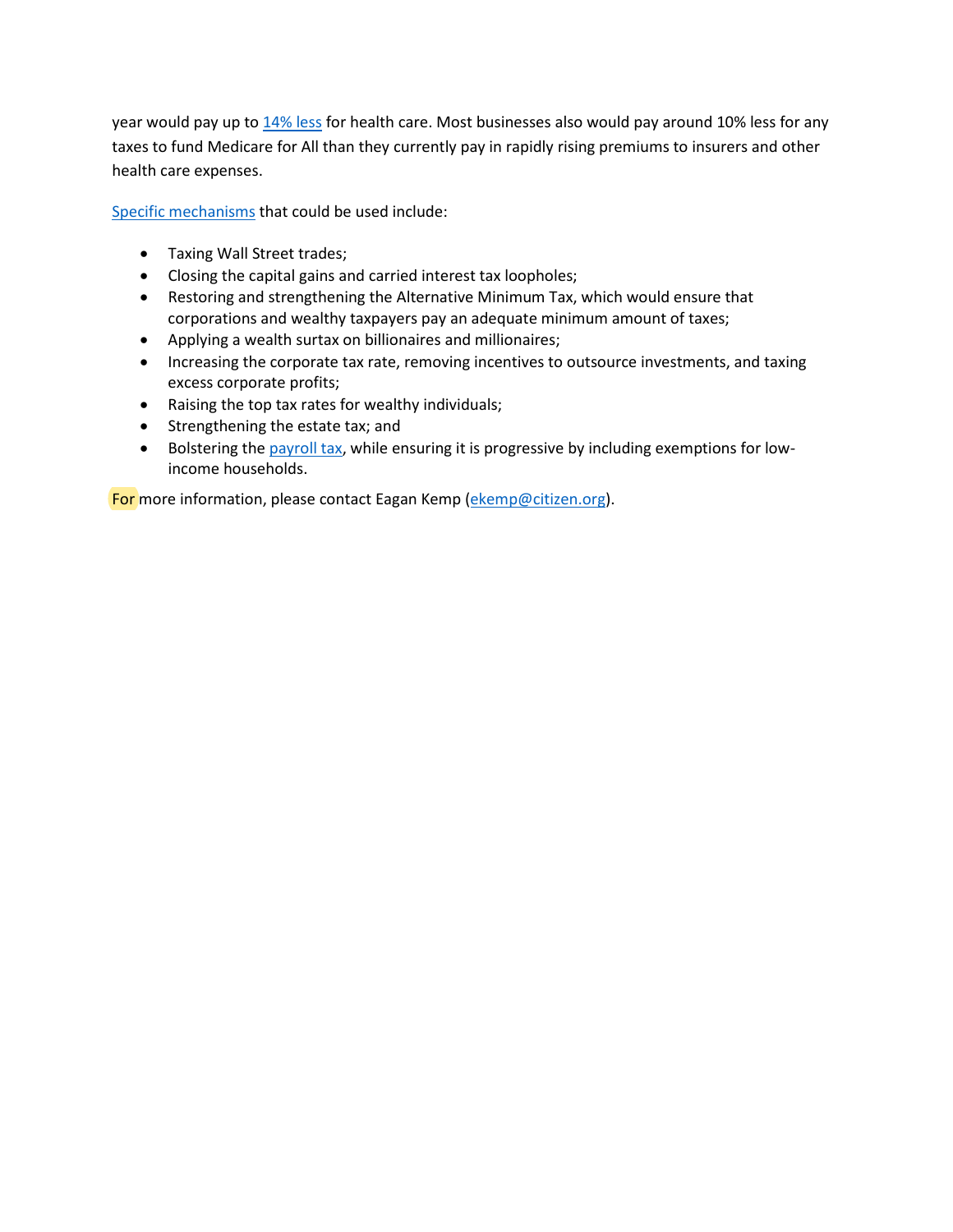year would pay up to 14% less for health care. Most businesses also would pay around 10% less for any taxes to fund Medicare for All than they currently pay in rapidly rising premiums to insurers and other health care expenses.

Specific mechanisms that could be used include:

- Taxing Wall Street trades;
- Closing the capital gains and carried interest tax loopholes;
- Restoring and strengthening the Alternative Minimum Tax, which would ensure that corporations and wealthy taxpayers pay an adequate minimum amount of taxes;
- Applying a wealth surtax on billionaires and millionaires;
- Increasing the corporate tax rate, removing incentives to outsource investments, and taxing excess corporate profits;
- Raising the top tax rates for wealthy individuals;
- Strengthening the estate tax; and
- Bolstering the payroll tax, while ensuring it is progressive by including exemptions for low-income households.

For more information, please contact Eagan Kemp (ekemp@citizen.org).